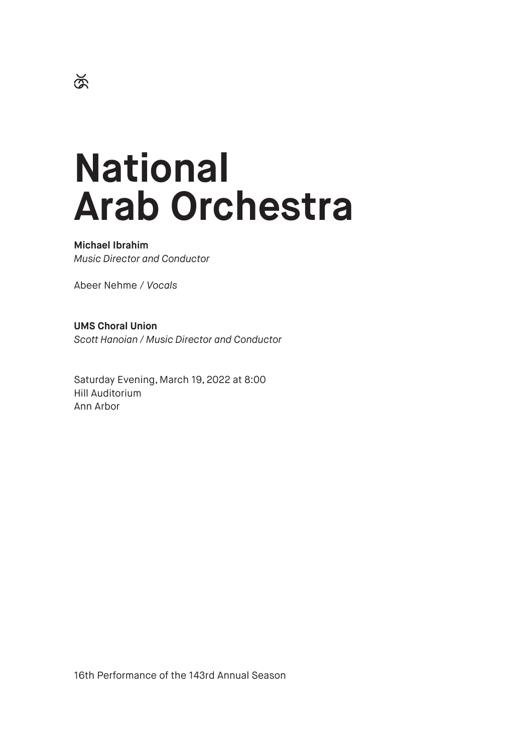# National Arab Orchestra

**Michael Ibrahim**
*Music Director and Conductor*

Abeer Nehme / *Vocals*

**UMS Choral Union**
*Scott Hanoian / Music Director and Conductor*

Saturday Evening, March 19, 2022 at 8:00
Hill Auditorium
Ann Arbor

16th Performance of the 143rd Annual Season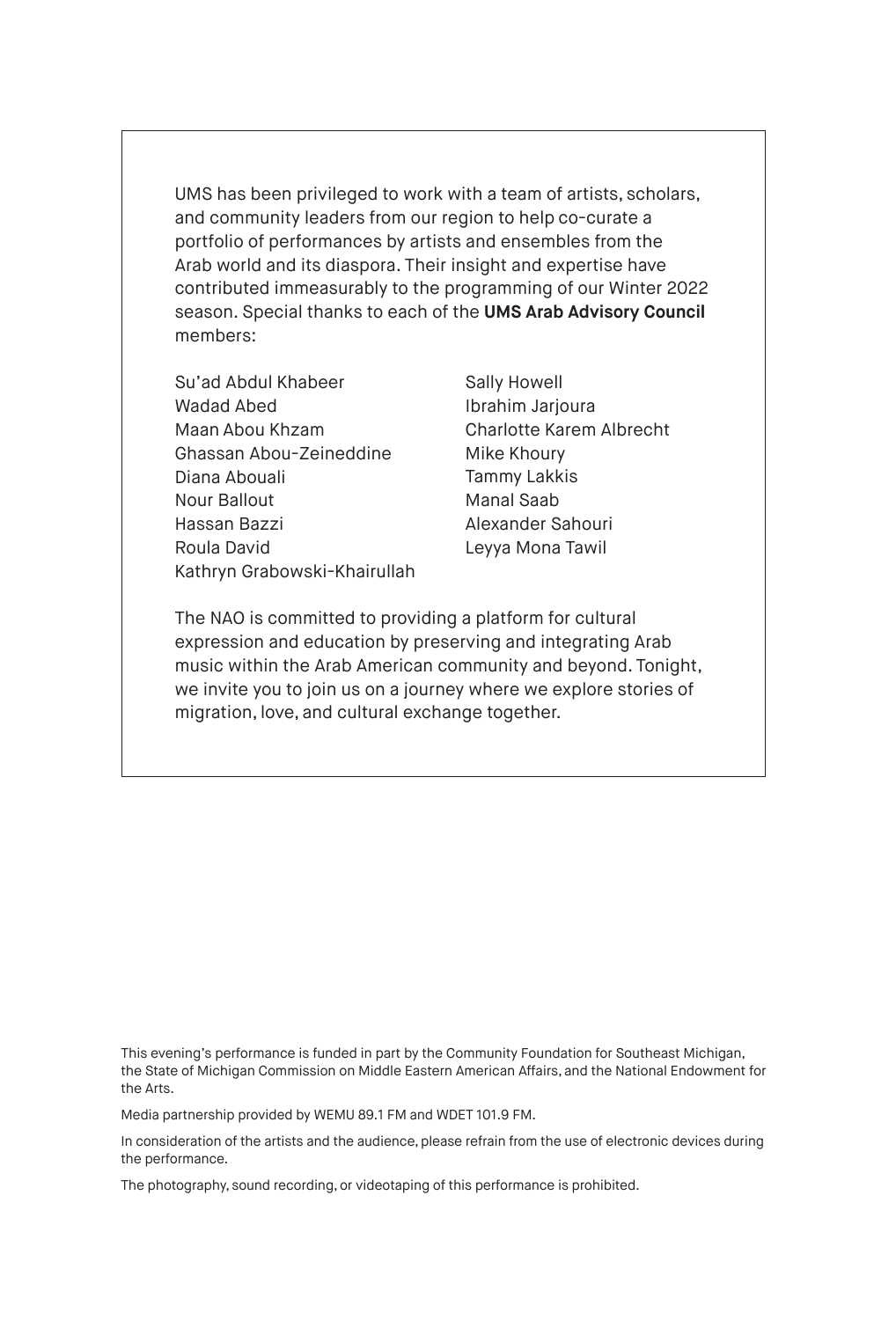UMS has been privileged to work with a team of artists, scholars, and community leaders from our region to help co-curate a portfolio of performances by artists and ensembles from the Arab world and its diaspora. Their insight and expertise have contributed immeasurably to the programming of our Winter 2022 season. Special thanks to each of the **UMS Arab Advisory Council** members:

Su'ad Abdul Khabeer
Wadad Abed
Maan Abou Khzam
Ghassan Abou-Zeineddine
Diana Abouali
Nour Ballout
Hassan Bazzi
Roula David
Kathryn Grabowski-Khairullah
Sally Howell
Ibrahim Jarjoura
Charlotte Karem Albrecht
Mike Khoury
Tammy Lakkis
Manal Saab
Alexander Sahouri
Leyya Mona Tawil

The NAO is committed to providing a platform for cultural expression and education by preserving and integrating Arab music within the Arab American community and beyond. Tonight, we invite you to join us on a journey where we explore stories of migration, love, and cultural exchange together.

This evening's performance is funded in part by the Community Foundation for Southeast Michigan, the State of Michigan Commission on Middle Eastern American Affairs, and the National Endowment for the Arts.

Media partnership provided by WEMU 89.1 FM and WDET 101.9 FM.

In consideration of the artists and the audience, please refrain from the use of electronic devices during the performance.

The photography, sound recording, or videotaping of this performance is prohibited.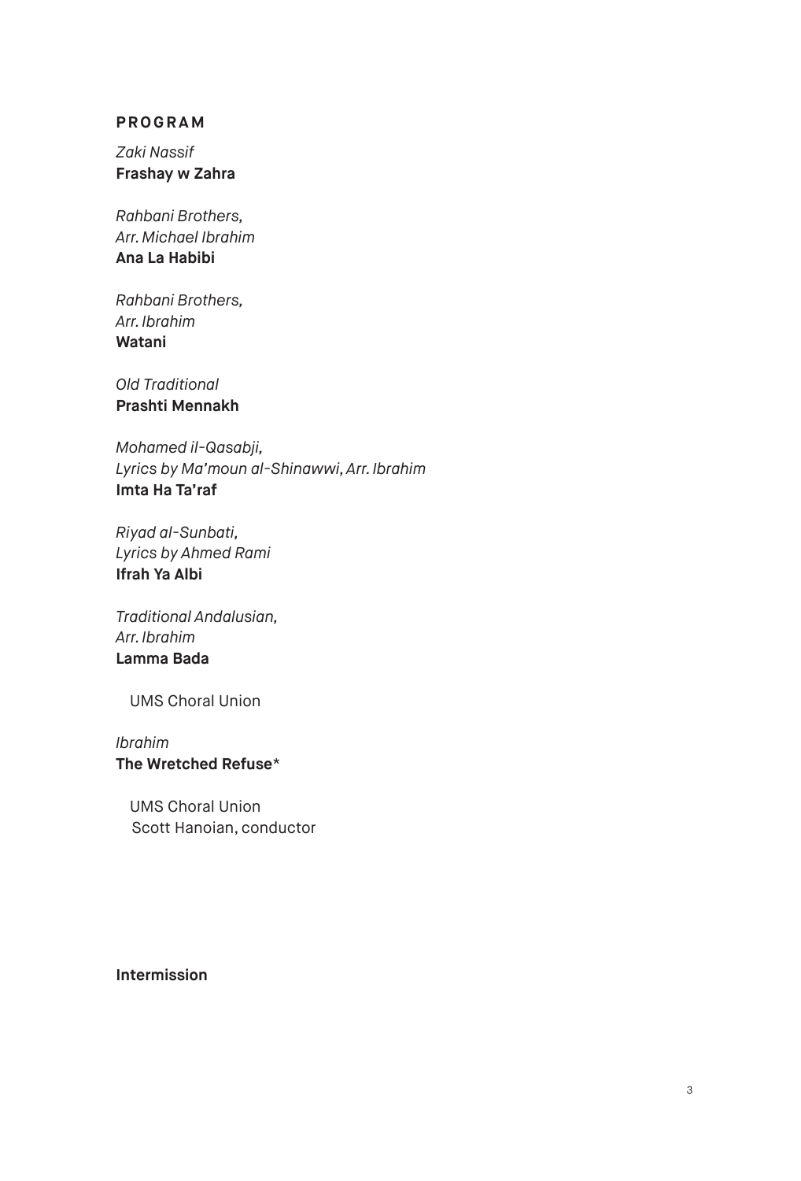## PROGRAM

*Zaki Nassif*
**Frashay w Zahra**

*Rahbani Brothers,*
*Arr. Michael Ibrahim*
**Ana La Habibi**

*Rahbani Brothers,*
*Arr. Ibrahim*
**Watani**

*Old Traditional*
**Prashti Mennakh**

*Mohamed il-Qasabji,*
*Lyrics by Ma'moun al-Shinawwi, Arr. Ibrahim*
**Imta Ha Ta'raf**

*Riyad al-Sunbati,*
*Lyrics by Ahmed Rami*
**Ifrah Ya Albi**

*Traditional Andalusian,*
*Arr. Ibrahim*
**Lamma Bada**

UMS Choral Union

*Ibrahim*
**The Wretched Refuse***

UMS Choral Union
Scott Hanoian, conductor

**Intermission**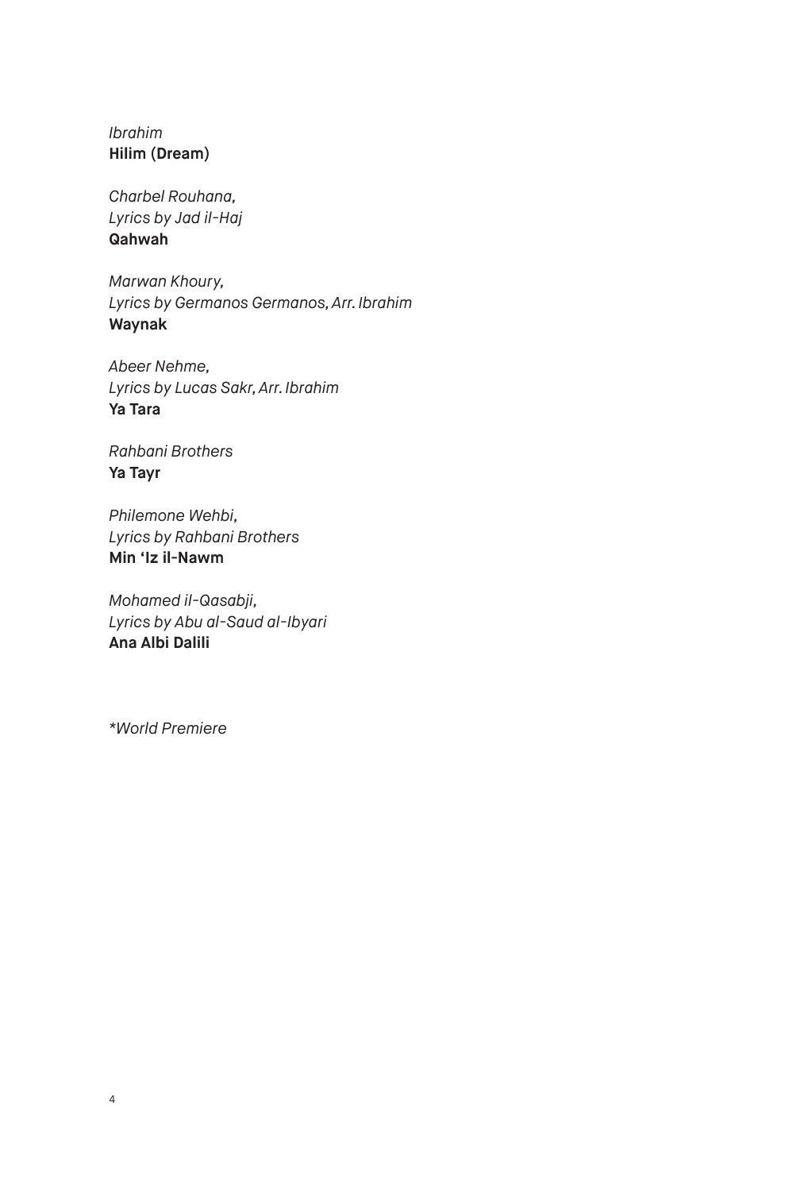*Ibrahim*
**Hilim (Dream)**

*Charbel Rouhana,*
*Lyrics by Jad il-Haj*
**Qahwah**

*Marwan Khoury,*
*Lyrics by Germanos Germanos, Arr. Ibrahim*
**Waynak**

*Abeer Nehme,*
*Lyrics by Lucas Sakr, Arr. Ibrahim*
**Ya Tara**

*Rahbani Brothers*
**Ya Tayr**

*Philemone Wehbi,*
*Lyrics by Rahbani Brothers*
**Min 'Iz il-Nawm**

*Mohamed il-Qasabji,*
*Lyrics by Abu al-Saud al-Ibyari*
**Ana Albi Dalili**

**World Premiere*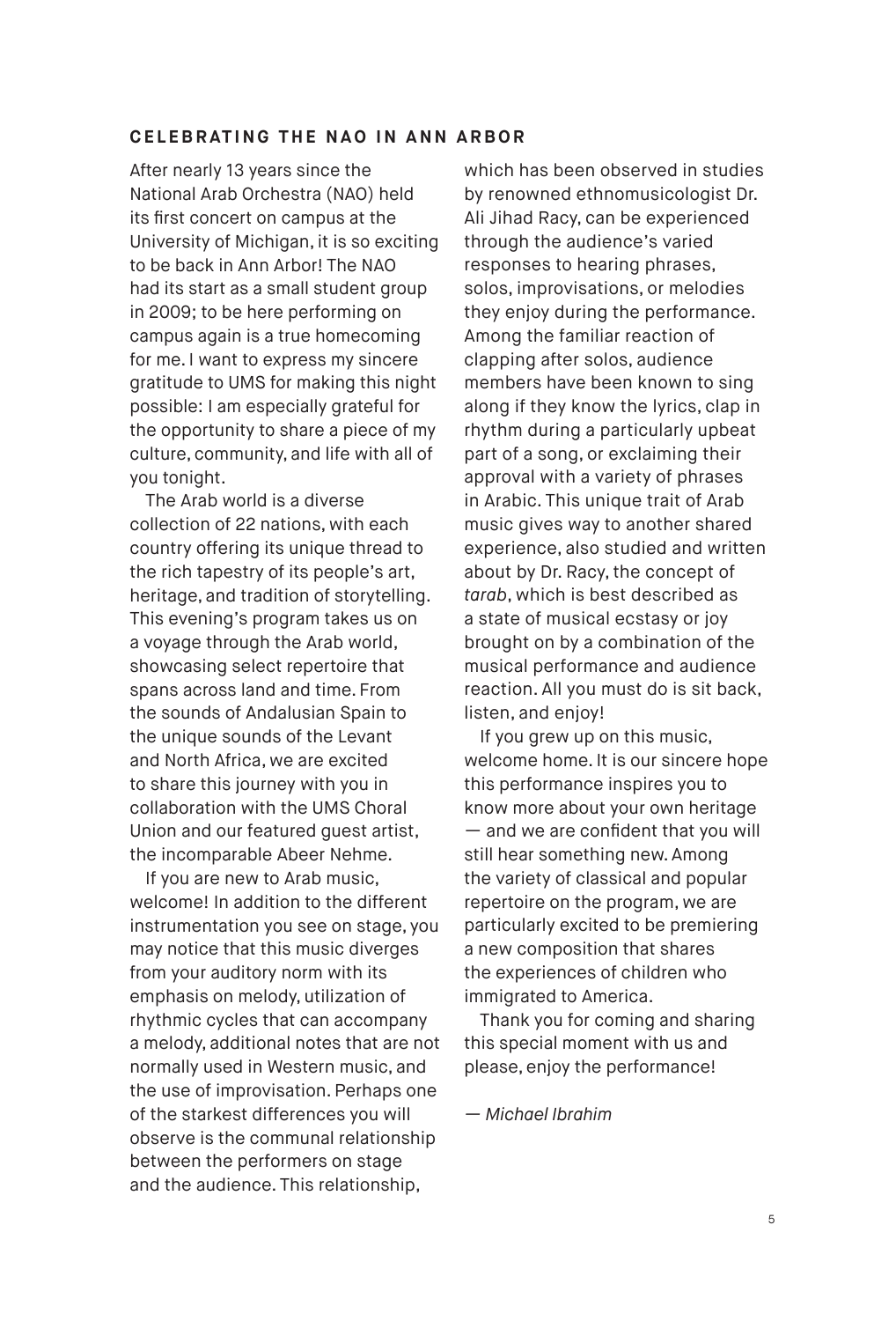## CELEBRATING THE NAO IN ANN ARBOR

After nearly 13 years since the National Arab Orchestra (NAO) held its first concert on campus at the University of Michigan, it is so exciting to be back in Ann Arbor! The NAO had its start as a small student group in 2009; to be here performing on campus again is a true homecoming for me. I want to express my sincere gratitude to UMS for making this night possible: I am especially grateful for the opportunity to share a piece of my culture, community, and life with all of you tonight.

The Arab world is a diverse collection of 22 nations, with each country offering its unique thread to the rich tapestry of its people's art, heritage, and tradition of storytelling. This evening's program takes us on a voyage through the Arab world, showcasing select repertoire that spans across land and time. From the sounds of Andalusian Spain to the unique sounds of the Levant and North Africa, we are excited to share this journey with you in collaboration with the UMS Choral Union and our featured guest artist, the incomparable Abeer Nehme.

If you are new to Arab music, welcome! In addition to the different instrumentation you see on stage, you may notice that this music diverges from your auditory norm with its emphasis on melody, utilization of rhythmic cycles that can accompany a melody, additional notes that are not normally used in Western music, and the use of improvisation. Perhaps one of the starkest differences you will observe is the communal relationship between the performers on stage and the audience. This relationship, which has been observed in studies by renowned ethnomusicologist Dr. Ali Jihad Racy, can be experienced through the audience's varied responses to hearing phrases, solos, improvisations, or melodies they enjoy during the performance. Among the familiar reaction of clapping after solos, audience members have been known to sing along if they know the lyrics, clap in rhythm during a particularly upbeat part of a song, or exclaiming their approval with a variety of phrases in Arabic. This unique trait of Arab music gives way to another shared experience, also studied and written about by Dr. Racy, the concept of *tarab*, which is best described as a state of musical ecstasy or joy brought on by a combination of the musical performance and audience reaction. All you must do is sit back, listen, and enjoy!

If you grew up on this music, welcome home. It is our sincere hope this performance inspires you to know more about your own heritage — and we are confident that you will still hear something new. Among the variety of classical and popular repertoire on the program, we are particularly excited to be premiering a new composition that shares the experiences of children who immigrated to America.

Thank you for coming and sharing this special moment with us and please, enjoy the performance!

*— Michael Ibrahim*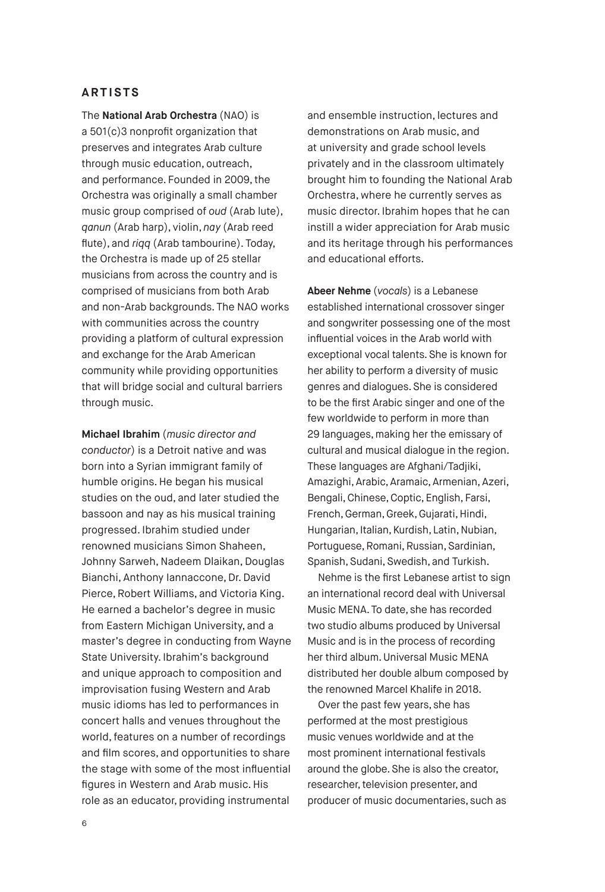## ARTISTS

The **National Arab Orchestra** (NAO) is a 501(c)3 nonprofit organization that preserves and integrates Arab culture through music education, outreach, and performance. Founded in 2009, the Orchestra was originally a small chamber music group comprised of *oud* (Arab lute), *qanun* (Arab harp), violin, *nay* (Arab reed flute), and *riqq* (Arab tambourine). Today, the Orchestra is made up of 25 stellar musicians from across the country and is comprised of musicians from both Arab and non-Arab backgrounds. The NAO works with communities across the country providing a platform of cultural expression and exchange for the Arab American community while providing opportunities that will bridge social and cultural barriers through music.

**Michael Ibrahim** (*music director and conductor*) is a Detroit native and was born into a Syrian immigrant family of humble origins. He began his musical studies on the oud, and later studied the bassoon and nay as his musical training progressed. Ibrahim studied under renowned musicians Simon Shaheen, Johnny Sarweh, Nadeem Dlaikan, Douglas Bianchi, Anthony Iannaccone, Dr. David Pierce, Robert Williams, and Victoria King. He earned a bachelor's degree in music from Eastern Michigan University, and a master's degree in conducting from Wayne State University. Ibrahim's background and unique approach to composition and improvisation fusing Western and Arab music idioms has led to performances in concert halls and venues throughout the world, features on a number of recordings and film scores, and opportunities to share the stage with some of the most influential figures in Western and Arab music. His role as an educator, providing instrumental and ensemble instruction, lectures and demonstrations on Arab music, and at university and grade school levels privately and in the classroom ultimately brought him to founding the National Arab Orchestra, where he currently serves as music director. Ibrahim hopes that he can instill a wider appreciation for Arab music and its heritage through his performances and educational efforts.

**Abeer Nehme** (*vocals*) is a Lebanese established international crossover singer and songwriter possessing one of the most influential voices in the Arab world with exceptional vocal talents. She is known for her ability to perform a diversity of music genres and dialogues. She is considered to be the first Arabic singer and one of the few worldwide to perform in more than 29 languages, making her the emissary of cultural and musical dialogue in the region. These languages are Afghani/Tadjiki, Amazighi, Arabic, Aramaic, Armenian, Azeri, Bengali, Chinese, Coptic, English, Farsi, French, German, Greek, Gujarati, Hindi, Hungarian, Italian, Kurdish, Latin, Nubian, Portuguese, Romani, Russian, Sardinian, Spanish, Sudani, Swedish, and Turkish.

Nehme is the first Lebanese artist to sign an international record deal with Universal Music MENA. To date, she has recorded two studio albums produced by Universal Music and is in the process of recording her third album. Universal Music MENA distributed her double album composed by the renowned Marcel Khalife in 2018.

Over the past few years, she has performed at the most prestigious music venues worldwide and at the most prominent international festivals around the globe. She is also the creator, researcher, television presenter, and producer of music documentaries, such as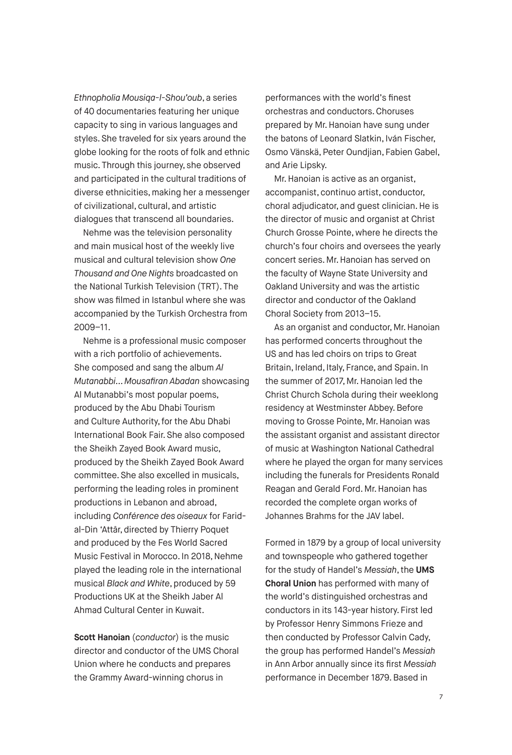*Ethnopholia Mousiqa-l-Shou'oub*, a series of 40 documentaries featuring her unique capacity to sing in various languages and styles. She traveled for six years around the globe looking for the roots of folk and ethnic music. Through this journey, she observed and participated in the cultural traditions of diverse ethnicities, making her a messenger of civilizational, cultural, and artistic dialogues that transcend all boundaries.

Nehme was the television personality and main musical host of the weekly live musical and cultural television show *One Thousand and One Nights* broadcasted on the National Turkish Television (TRT). The show was filmed in Istanbul where she was accompanied by the Turkish Orchestra from 2009–11.

Nehme is a professional music composer with a rich portfolio of achievements. She composed and sang the album *Al Mutanabbi… Mousafiran Abadan* showcasing Al Mutanabbi's most popular poems, produced by the Abu Dhabi Tourism and Culture Authority, for the Abu Dhabi International Book Fair. She also composed the Sheikh Zayed Book Award music, produced by the Sheikh Zayed Book Award committee. She also excelled in musicals, performing the leading roles in prominent productions in Lebanon and abroad, including *Conférence des oiseaux* for Farid-al-Din 'Attâr, directed by Thierry Poquet and produced by the Fes World Sacred Music Festival in Morocco. In 2018, Nehme played the leading role in the international musical *Black and White*, produced by 59 Productions UK at the Sheikh Jaber Al Ahmad Cultural Center in Kuwait.

**Scott Hanoian** (*conductor*) is the music director and conductor of the UMS Choral Union where he conducts and prepares the Grammy Award-winning chorus in performances with the world's finest orchestras and conductors. Choruses prepared by Mr. Hanoian have sung under the batons of Leonard Slatkin, Iván Fischer, Osmo Vänskä, Peter Oundjian, Fabien Gabel, and Arie Lipsky.

Mr. Hanoian is active as an organist, accompanist, continuo artist, conductor, choral adjudicator, and guest clinician. He is the director of music and organist at Christ Church Grosse Pointe, where he directs the church's four choirs and oversees the yearly concert series. Mr. Hanoian has served on the faculty of Wayne State University and Oakland University and was the artistic director and conductor of the Oakland Choral Society from 2013–15.

As an organist and conductor, Mr. Hanoian has performed concerts throughout the US and has led choirs on trips to Great Britain, Ireland, Italy, France, and Spain. In the summer of 2017, Mr. Hanoian led the Christ Church Schola during their weeklong residency at Westminster Abbey. Before moving to Grosse Pointe, Mr. Hanoian was the assistant organist and assistant director of music at Washington National Cathedral where he played the organ for many services including the funerals for Presidents Ronald Reagan and Gerald Ford. Mr. Hanoian has recorded the complete organ works of Johannes Brahms for the JAV label.

Formed in 1879 by a group of local university and townspeople who gathered together for the study of Handel's *Messiah*, the **UMS Choral Union** has performed with many of the world's distinguished orchestras and conductors in its 143-year history. First led by Professor Henry Simmons Frieze and then conducted by Professor Calvin Cady, the group has performed Handel's *Messiah* in Ann Arbor annually since its first *Messiah* performance in December 1879. Based in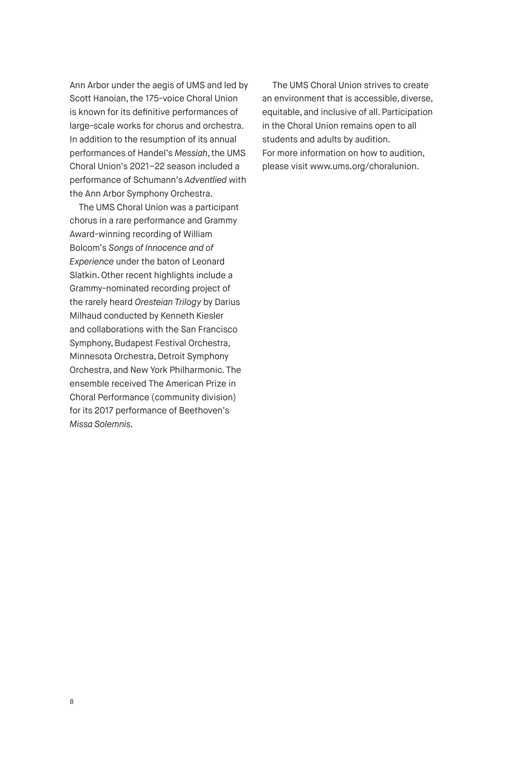Ann Arbor under the aegis of UMS and led by Scott Hanoian, the 175-voice Choral Union is known for its definitive performances of large-scale works for chorus and orchestra. In addition to the resumption of its annual performances of Handel's *Messiah*, the UMS Choral Union's 2021–22 season included a performance of Schumann's *Adventlied* with the Ann Arbor Symphony Orchestra.

The UMS Choral Union was a participant chorus in a rare performance and Grammy Award-winning recording of William Bolcom's *Songs of Innocence and of Experience* under the baton of Leonard Slatkin. Other recent highlights include a Grammy-nominated recording project of the rarely heard *Oresteian Trilogy* by Darius Milhaud conducted by Kenneth Kiesler and collaborations with the San Francisco Symphony, Budapest Festival Orchestra, Minnesota Orchestra, Detroit Symphony Orchestra, and New York Philharmonic. The ensemble received The American Prize in Choral Performance (community division) for its 2017 performance of Beethoven's *Missa Solemnis*.

The UMS Choral Union strives to create an environment that is accessible, diverse, equitable, and inclusive of all. Participation in the Choral Union remains open to all students and adults by audition. For more information on how to audition, please visit www.ums.org/choralunion.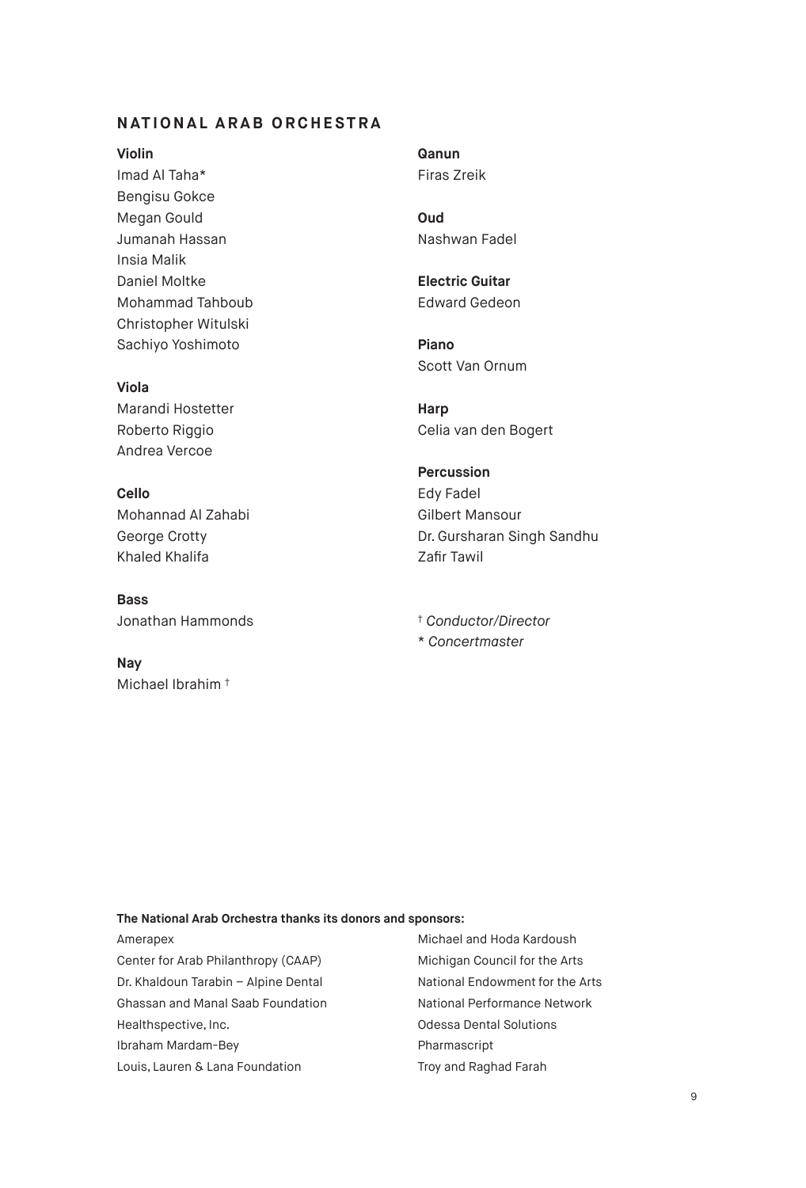## NATIONAL ARAB ORCHESTRA

**Violin**
Imad Al Taha*
Bengisu Gokce
Megan Gould
Jumanah Hassan
Insia Malik
Daniel Moltke
Mohammad Tahboub
Christopher Witulski
Sachiyo Yoshimoto

**Viola**
Marandi Hostetter
Roberto Riggio
Andrea Vercoe

**Cello**
Mohannad Al Zahabi
George Crotty
Khaled Khalifa

**Bass**
Jonathan Hammonds

**Nay**
Michael Ibrahim †

**Qanun**
Firas Zreik

**Oud**
Nashwan Fadel

**Electric Guitar**
Edward Gedeon

**Piano**
Scott Van Ornum

**Harp**
Celia van den Bogert

**Percussion**
Edy Fadel
Gilbert Mansour
Dr. Gursharan Singh Sandhu
Zafir Tawil

† *Conductor/Director*
* *Concertmaster*

**The National Arab Orchestra thanks its donors and sponsors:**

Amerapex
Center for Arab Philanthropy (CAAP)
Dr. Khaldoun Tarabin – Alpine Dental
Ghassan and Manal Saab Foundation
Healthspective, Inc.
Ibraham Mardam-Bey
Louis, Lauren & Lana Foundation
Michael and Hoda Kardoush
Michigan Council for the Arts
National Endowment for the Arts
National Performance Network
Odessa Dental Solutions
Pharmascript
Troy and Raghad Farah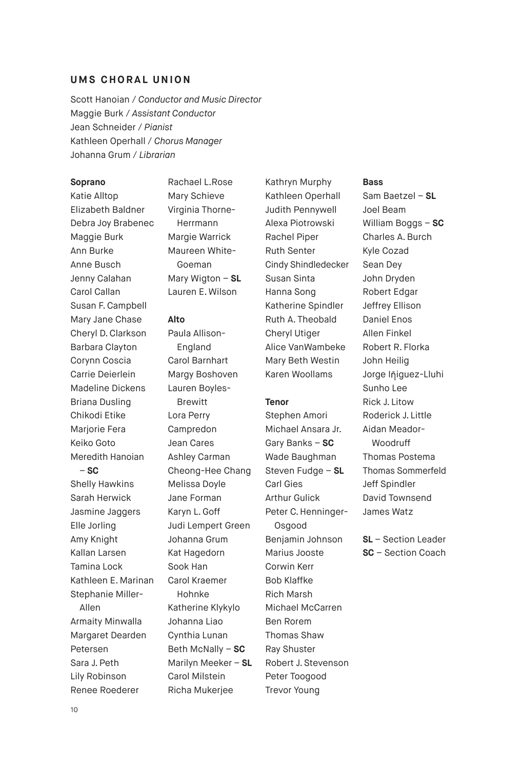## UMS CHORAL UNION

Scott Hanoian / *Conductor and Music Director*
Maggie Burk / *Assistant Conductor*
Jean Schneider / *Pianist*
Kathleen Operhall / *Chorus Manager*
Johanna Grum / *Librarian*

**Soprano**

Katie Alltop
Elizabeth Baldner
Debra Joy Brabenec
Maggie Burk
Ann Burke
Anne Busch
Jenny Calahan
Carol Callan
Susan F. Campbell
Mary Jane Chase
Cheryl D. Clarkson
Barbara Clayton
Corynn Coscia
Carrie Deierlein
Madeline Dickens
Briana Dusling
Chikodi Etike
Marjorie Fera
Keiko Goto
Meredith Hanoian – **SC**
Shelly Hawkins
Sarah Herwick
Jasmine Jaggers
Elle Jorling
Amy Knight
Kallan Larsen
Tamina Lock
Kathleen E. Marinan
Stephanie Miller-Allen
Armaity Minwalla
Margaret Dearden Petersen
Sara J. Peth
Lily Robinson
Renee Roederer
Rachael L.Rose
Mary Schieve
Virginia Thorne-Herrmann
Margie Warrick
Maureen White-Goeman
Mary Wigton – **SL**
Lauren E. Wilson

**Alto**

Paula Allison-England
Carol Barnhart
Margy Boshoven
Lauren Boyles-Brewitt
Lora Perry Campredon
Jean Cares
Ashley Carman
Cheong-Hee Chang
Melissa Doyle
Jane Forman
Karyn L. Goff
Judi Lempert Green
Johanna Grum
Kat Hagedorn
Sook Han
Carol Kraemer Hohnke
Katherine Klykylo
Johanna Liao
Cynthia Lunan
Beth McNally – **SC**
Marilyn Meeker – **SL**
Carol Milstein
Richa Mukerjee
Kathryn Murphy
Kathleen Operhall
Judith Pennywell
Alexa Piotrowski
Rachel Piper
Ruth Senter
Cindy Shindledecker
Susan Sinta
Hanna Song
Katherine Spindler
Ruth A. Theobald
Cheryl Utiger
Alice VanWambeke
Mary Beth Westin
Karen Woollams

**Tenor**

Stephen Amori
Michael Ansara Jr.
Gary Banks – **SC**
Wade Baughman
Steven Fudge – **SL**
Carl Gies
Arthur Gulick
Peter C. Henninger-Osgood
Benjamin Johnson
Marius Jooste
Corwin Kerr
Bob Klaffke
Rich Marsh
Michael McCarren
Ben Rorem
Thomas Shaw
Ray Shuster
Robert J. Stevenson
Peter Toogood
Trevor Young

**Bass**

Sam Baetzel – **SL**
Joel Beam
William Boggs – **SC**
Charles A. Burch
Kyle Cozad
Sean Dey
John Dryden
Robert Edgar
Jeffrey Ellison
Daniel Enos
Allen Finkel
Robert R. Florka
John Heilig
Jorge Iñiguez-Lluhi
Sunho Lee
Rick J. Litow
Roderick J. Little
Aidan Meador-Woodruff
Thomas Postema
Thomas Sommerfeld
Jeff Spindler
David Townsend
James Watz

**SL** – Section Leader
**SC** – Section Coach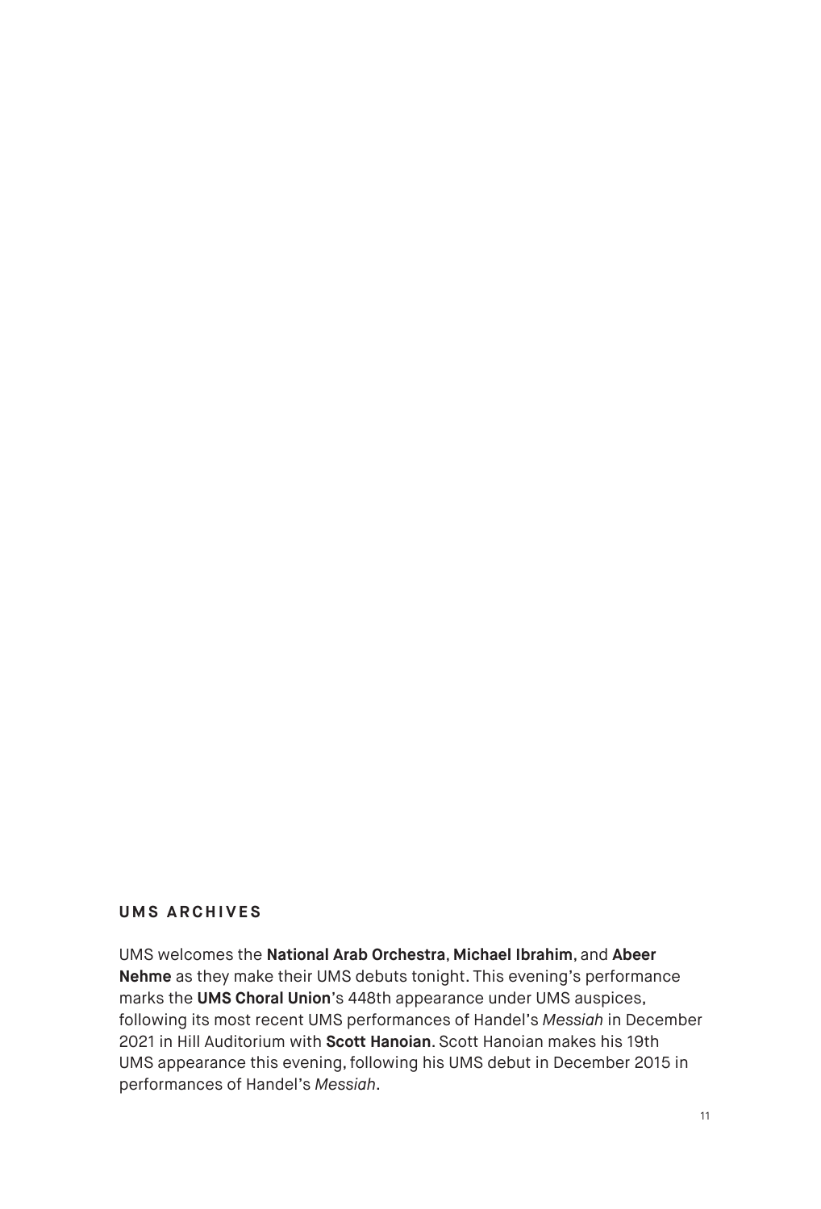## UMS ARCHIVES

UMS welcomes the **National Arab Orchestra**, **Michael Ibrahim**, and **Abeer Nehme** as they make their UMS debuts tonight. This evening's performance marks the **UMS Choral Union**'s 448th appearance under UMS auspices, following its most recent UMS performances of Handel's *Messiah* in December 2021 in Hill Auditorium with **Scott Hanoian**. Scott Hanoian makes his 19th UMS appearance this evening, following his UMS debut in December 2015 in performances of Handel's *Messiah*.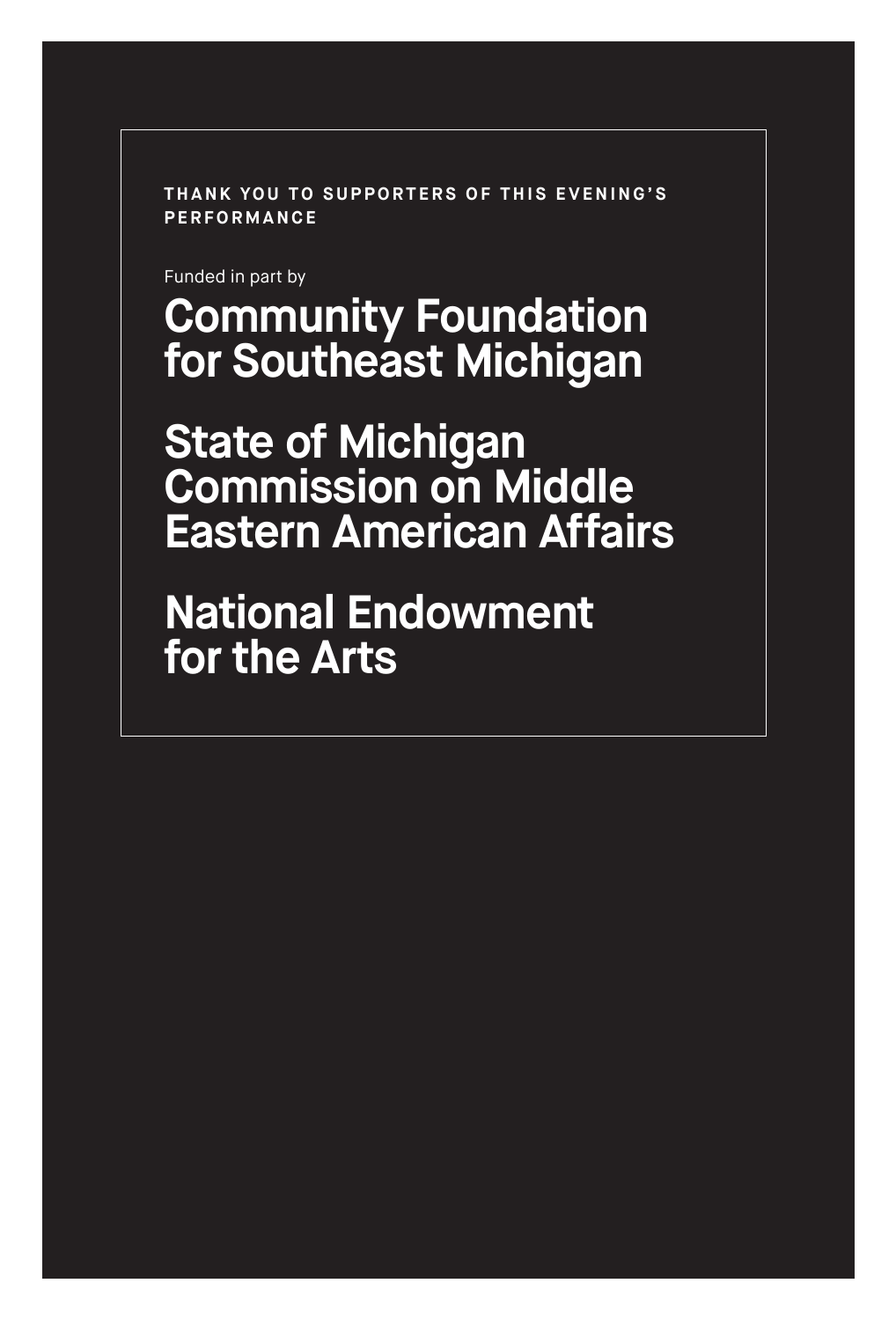**THANK YOU TO SUPPORTERS OF THIS EVENING'S PERFORMANCE**

Funded in part by

## Community Foundation for Southeast Michigan

## State of Michigan Commission on Middle Eastern American Affairs

## National Endowment for the Arts